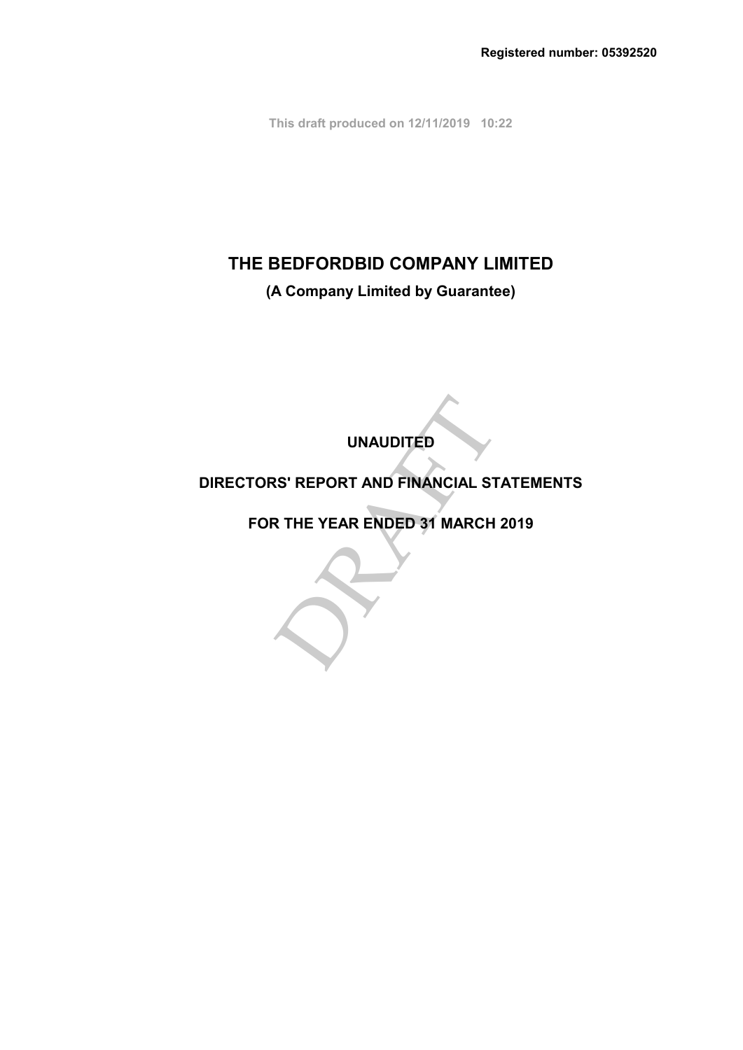**Registered number: 05392520**

This draft produced on 12/11/2019 10:22

# THE BEDFORDBID COMPANY LIMITED

**(A Company Limited by Guarantee)**

## UNAUDITED

## DIRECTORS' REPORT AND FINANCIAL STATEMENTS

## FOR THE YEAR ENDED 31 MARCH 2019

DRAFT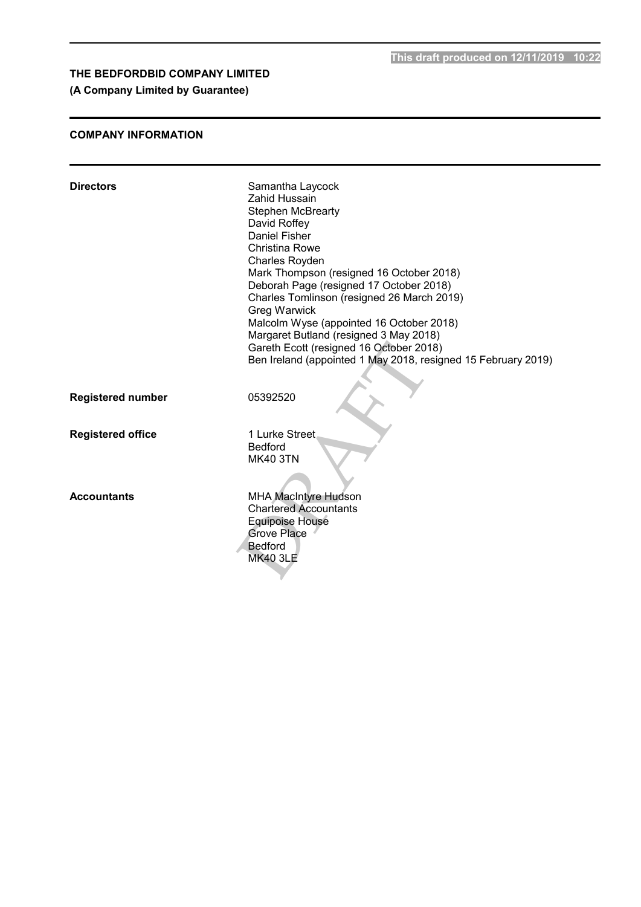This draft produced on 12/11/2019 10:22

# THE BEDFORDBID COMPANY LIMITED

**(A Company Limited by Guarantee)**

## COMPANY INFORMATION

| | |
|---|---|
| **Directors** | Samantha Laycock<br>Zahid Hussain<br>Stephen McBrearty<br>David Roffey<br>Daniel Fisher<br>Christina Rowe<br>Charles Royden<br>Mark Thompson (resigned 16 October 2018)<br>Deborah Page (resigned 17 October 2018)<br>Charles Tomlinson (resigned 26 March 2019)<br>Greg Warwick<br>Malcolm Wyse (appointed 16 October 2018)<br>Margaret Butland (resigned 3 May 2018)<br>Gareth Ecott (resigned 16 October 2018)<br>Ben Ireland (appointed 1 May 2018, resigned 15 February 2019) |
| **Registered number** | 05392520 |
| **Registered office** | 1 Lurke Street<br>Bedford<br>MK40 3TN |
| **Accountants** | MHA MacIntyre Hudson<br>Chartered Accountants<br>Equipoise House<br>Grove Place<br>Bedford<br>MK40 3LE |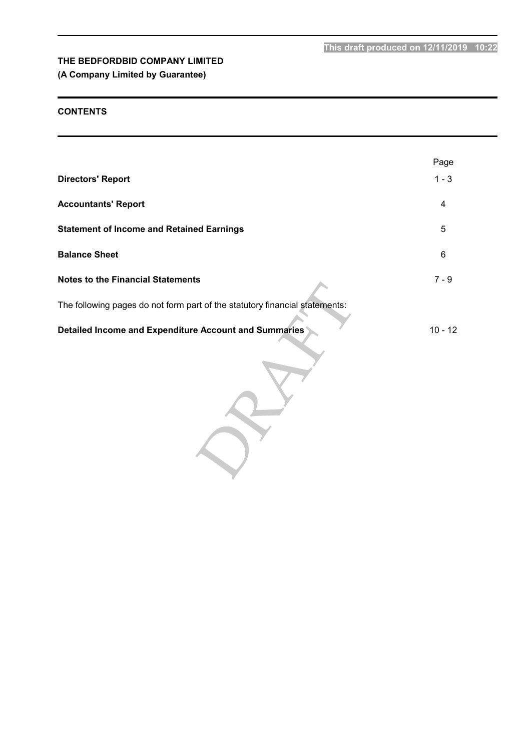This draft produced on 12/11/2019 10:22

**THE BEDFORDBID COMPANY LIMITED**
**(A Company Limited by Guarantee)**

## CONTENTS

| | Page |
|---|---|
| **Directors' Report** | 1 - 3 |
| **Accountants' Report** | 4 |
| **Statement of Income and Retained Earnings** | 5 |
| **Balance Sheet** | 6 |
| **Notes to the Financial Statements** | 7 - 9 |
| The following pages do not form part of the statutory financial statements: | |
| **Detailed Income and Expenditure Account and Summaries** | 10 - 12 |

DRAFT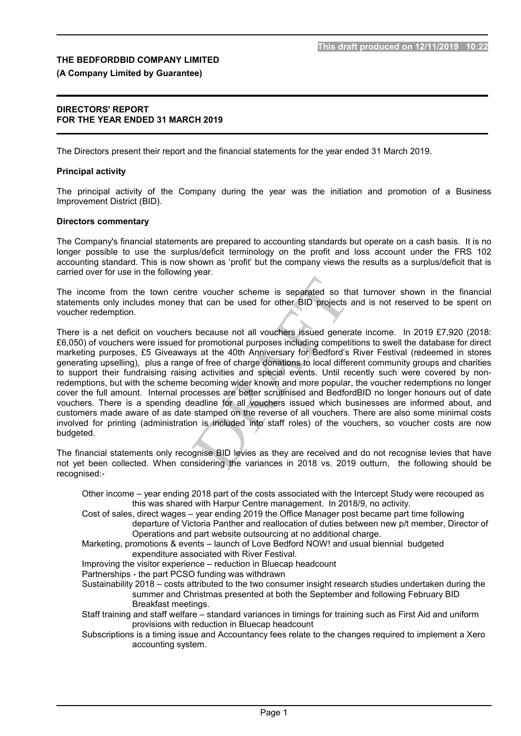# THE BEDFORDBID COMPANY LIMITED

**(A Company Limited by Guarantee)**

## DIRECTORS' REPORT
## FOR THE YEAR ENDED 31 MARCH 2019

The Directors present their report and the financial statements for the year ended 31 March 2019.

### Principal activity

The principal activity of the Company during the year was the initiation and promotion of a Business Improvement District (BID).

### Directors commentary

The Company's financial statements are prepared to accounting standards but operate on a cash basis. It is no longer possible to use the surplus/deficit terminology on the profit and loss account under the FRS 102 accounting standard. This is now shown as 'profit' but the company views the results as a surplus/deficit that is carried over for use in the following year.

The income from the town centre voucher scheme is separated so that turnover shown in the financial statements only includes money that can be used for other BID projects and is not reserved to be spent on voucher redemption.

There is a net deficit on vouchers because not all vouchers issued generate income. In 2019 £7,920 (2018: £6,050) of vouchers were issued for promotional purposes including competitions to swell the database for direct marketing purposes, £5 Giveaways at the 40th Anniversary for Bedford's River Festival (redeemed in stores generating upselling), plus a range of free of charge donations to local different community groups and charities to support their fundraising raising activities and special events. Until recently such were covered by non-redemptions, but with the scheme becoming wider known and more popular, the voucher redemptions no longer cover the full amount. Internal processes are better scrutinised and BedfordBID no longer honours out of date vouchers. There is a spending deadline for all vouchers issued which businesses are informed about, and customers made aware of as date stamped on the reverse of all vouchers. There are also some minimal costs involved for printing (administration is included into staff roles) of the vouchers, so voucher costs are now budgeted.

The financial statements only recognise BID levies as they are received and do not recognise levies that have not yet been collected. When considering the variances in 2018 vs. 2019 outturn, the following should be recognised:-

Other income – year ending 2018 part of the costs associated with the Intercept Study were recouped as this was shared with Harpur Centre management. In 2018/9, no activity.

Cost of sales, direct wages – year ending 2019 the Office Manager post became part time following departure of Victoria Panther and reallocation of duties between new p/t member, Director of Operations and part website outsourcing at no additional charge.

Marketing, promotions & events – launch of Love Bedford NOW! and usual biennial budgeted expenditure associated with River Festival.

Improving the visitor experience – reduction in Bluecap headcount

Partnerships - the part PCSO funding was withdrawn

Sustainability 2018 – costs attributed to the two consumer insight research studies undertaken during the summer and Christmas presented at both the September and following February BID Breakfast meetings.

Staff training and staff welfare – standard variances in timings for training such as First Aid and uniform provisions with reduction in Bluecap headcount

Subscriptions is a timing issue and Accountancy fees relate to the changes required to implement a Xero accounting system.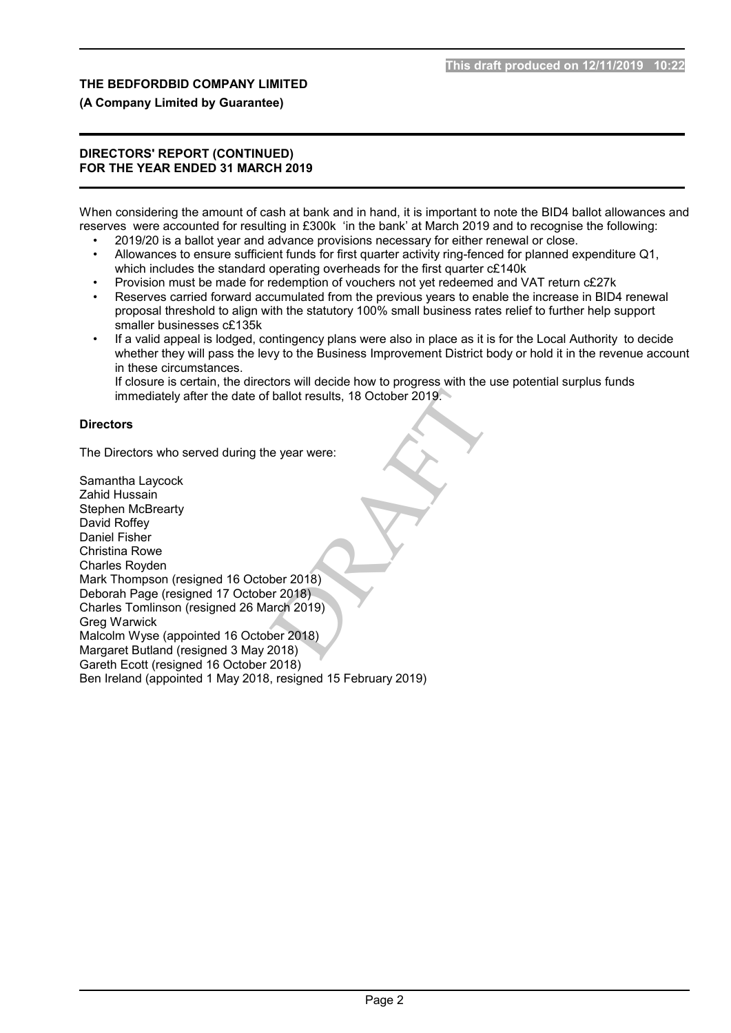## DIRECTORS' REPORT (CONTINUED)
## FOR THE YEAR ENDED 31 MARCH 2019

When considering the amount of cash at bank and in hand, it is important to note the BID4 ballot allowances and reserves were accounted for resulting in £300k 'in the bank' at March 2019 and to recognise the following:

- 2019/20 is a ballot year and advance provisions necessary for either renewal or close.
- Allowances to ensure sufficient funds for first quarter activity ring-fenced for planned expenditure Q1, which includes the standard operating overheads for the first quarter c£140k
- Provision must be made for redemption of vouchers not yet redeemed and VAT return c£27k
- Reserves carried forward accumulated from the previous years to enable the increase in BID4 renewal proposal threshold to align with the statutory 100% small business rates relief to further help support smaller businesses c£135k
- If a valid appeal is lodged, contingency plans were also in place as it is for the Local Authority to decide whether they will pass the levy to the Business Improvement District body or hold it in the revenue account in these circumstances.

  If closure is certain, the directors will decide how to progress with the use potential surplus funds immediately after the date of ballot results, 18 October 2019.

**Directors**

The Directors who served during the year were:

Samantha Laycock
Zahid Hussain
Stephen McBrearty
David Roffey
Daniel Fisher
Christina Rowe
Charles Royden
Mark Thompson (resigned 16 October 2018)
Deborah Page (resigned 17 October 2018)
Charles Tomlinson (resigned 26 March 2019)
Greg Warwick
Malcolm Wyse (appointed 16 October 2018)
Margaret Butland (resigned 3 May 2018)
Gareth Ecott (resigned 16 October 2018)
Ben Ireland (appointed 1 May 2018, resigned 15 February 2019)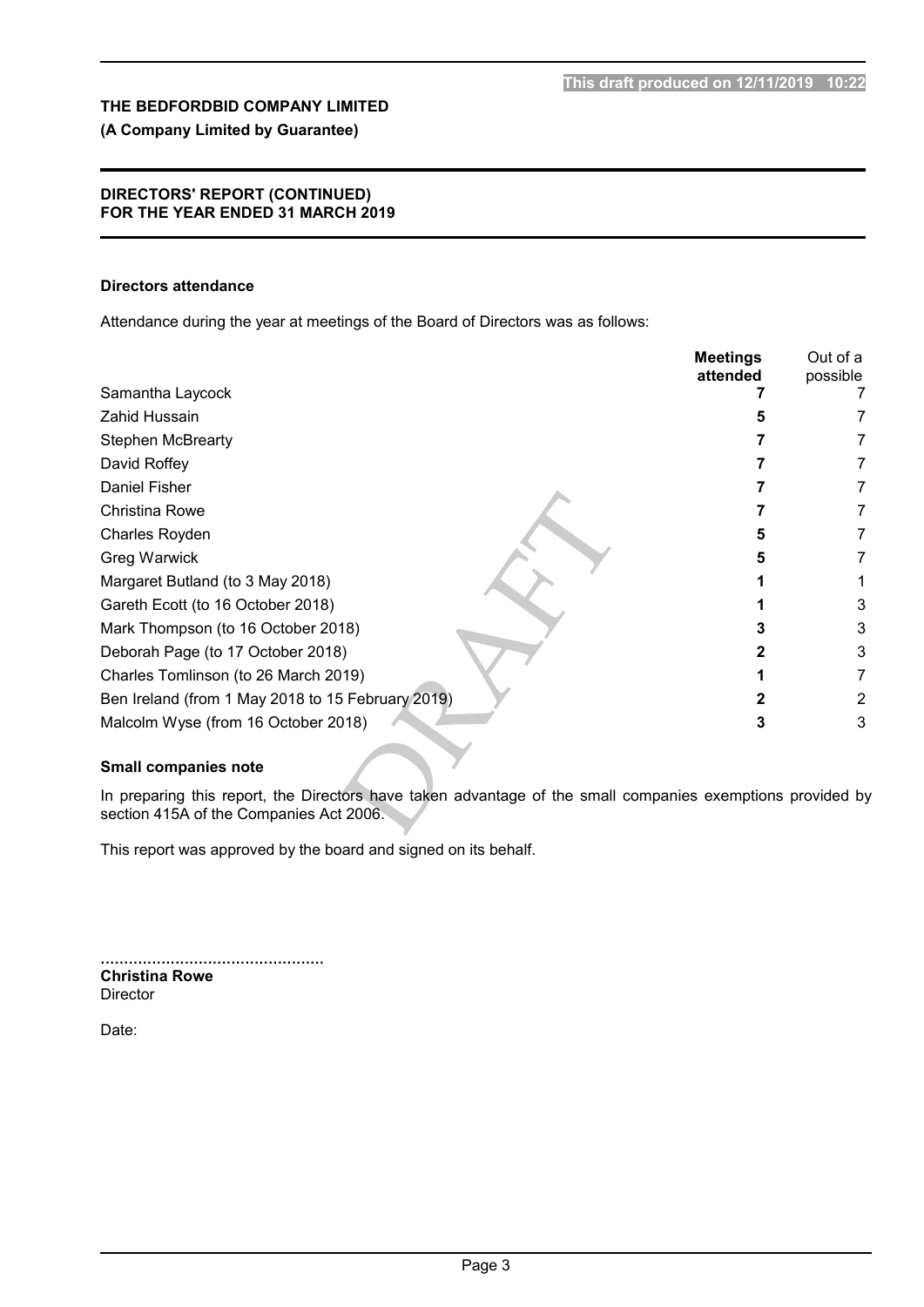This draft produced on 12/11/2019 10:22

**THE BEDFORDBID COMPANY LIMITED**
**(A Company Limited by Guarantee)**

**DIRECTORS' REPORT (CONTINUED)**
**FOR THE YEAR ENDED 31 MARCH 2019**

### Directors attendance

Attendance during the year at meetings of the Board of Directors was as follows:

| | Meetings attended | Out of a possible |
|---|---|---|
| Samantha Laycock | **7** | 7 |
| Zahid Hussain | **5** | 7 |
| Stephen McBrearty | **7** | 7 |
| David Roffey | **7** | 7 |
| Daniel Fisher | **7** | 7 |
| Christina Rowe | **7** | 7 |
| Charles Royden | **5** | 7 |
| Greg Warwick | **5** | 7 |
| Margaret Butland (to 3 May 2018) | **1** | 1 |
| Gareth Ecott (to 16 October 2018) | **1** | 3 |
| Mark Thompson (to 16 October 2018) | **3** | 3 |
| Deborah Page (to 17 October 2018) | **2** | 3 |
| Charles Tomlinson (to 26 March 2019) | **1** | 7 |
| Ben Ireland (from 1 May 2018 to 15 February 2019) | **2** | 2 |
| Malcolm Wyse (from 16 October 2018) | **3** | 3 |

### Small companies note

In preparing this report, the Directors have taken advantage of the small companies exemptions provided by section 415A of the Companies Act 2006.

This report was approved by the board and signed on its behalf.

................................................
**Christina Rowe**
Director

Date: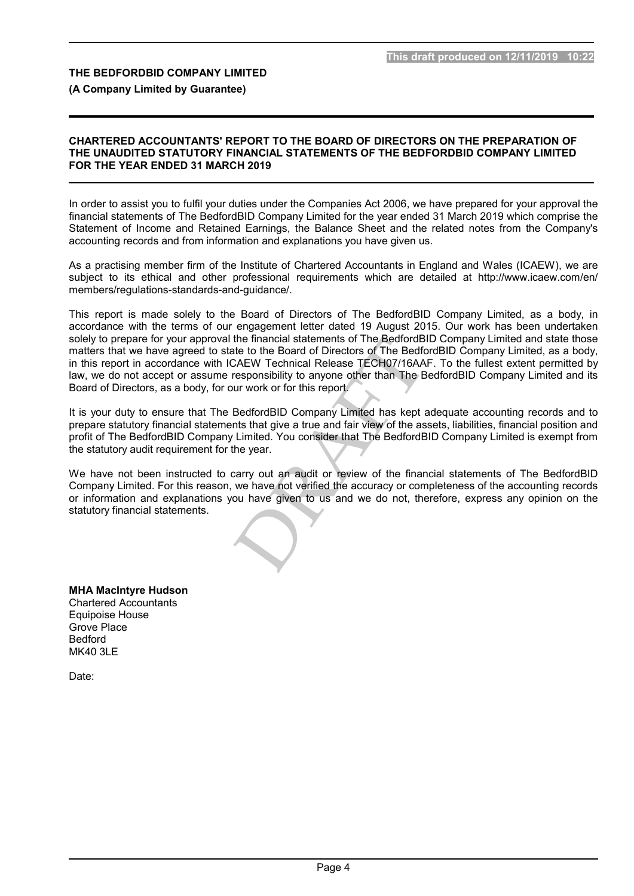This draft produced on 12/11/2019 10:22

**THE BEDFORDBID COMPANY LIMITED**

**(A Company Limited by Guarantee)**

## CHARTERED ACCOUNTANTS' REPORT TO THE BOARD OF DIRECTORS ON THE PREPARATION OF THE UNAUDITED STATUTORY FINANCIAL STATEMENTS OF THE BEDFORDBID COMPANY LIMITED FOR THE YEAR ENDED 31 MARCH 2019

In order to assist you to fulfil your duties under the Companies Act 2006, we have prepared for your approval the financial statements of The BedfordBID Company Limited for the year ended 31 March 2019 which comprise the Statement of Income and Retained Earnings, the Balance Sheet and the related notes from the Company's accounting records and from information and explanations you have given us.

As a practising member firm of the Institute of Chartered Accountants in England and Wales (ICAEW), we are subject to its ethical and other professional requirements which are detailed at http://www.icaew.com/en/members/regulations-standards-and-guidance/.

This report is made solely to the Board of Directors of The BedfordBID Company Limited, as a body, in accordance with the terms of our engagement letter dated 19 August 2015. Our work has been undertaken solely to prepare for your approval the financial statements of The BedfordBID Company Limited and state those matters that we have agreed to state to the Board of Directors of The BedfordBID Company Limited, as a body, in this report in accordance with ICAEW Technical Release TECH07/16AAF. To the fullest extent permitted by law, we do not accept or assume responsibility to anyone other than The BedfordBID Company Limited and its Board of Directors, as a body, for our work or for this report.

It is your duty to ensure that The BedfordBID Company Limited has kept adequate accounting records and to prepare statutory financial statements that give a true and fair view of the assets, liabilities, financial position and profit of The BedfordBID Company Limited. You consider that The BedfordBID Company Limited is exempt from the statutory audit requirement for the year.

We have not been instructed to carry out an audit or review of the financial statements of The BedfordBID Company Limited. For this reason, we have not verified the accuracy or completeness of the accounting records or information and explanations you have given to us and we do not, therefore, express any opinion on the statutory financial statements.

**MHA MacIntyre Hudson**
Chartered Accountants
Equipoise House
Grove Place
Bedford
MK40 3LE

Date: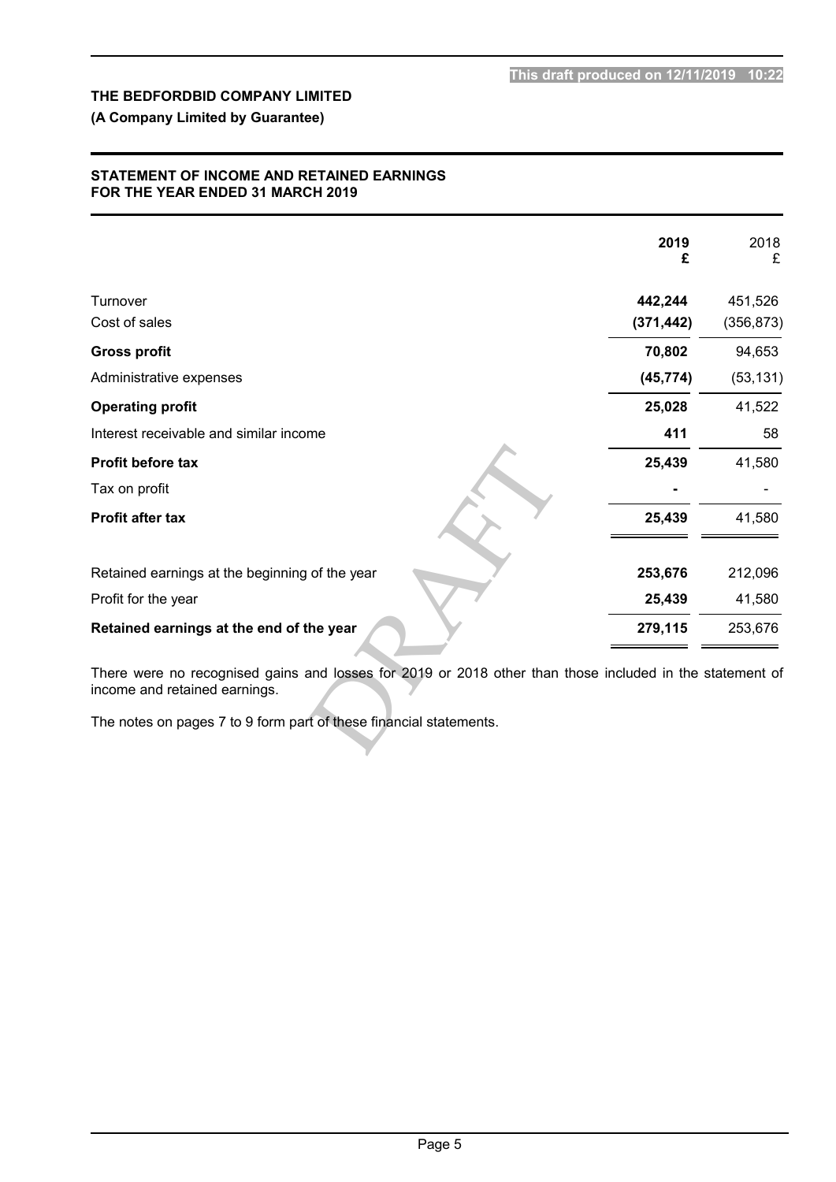This draft produced on 12/11/2019 10:22

**THE BEDFORDBID COMPANY LIMITED**

**(A Company Limited by Guarantee)**

## STATEMENT OF INCOME AND RETAINED EARNINGS
## FOR THE YEAR ENDED 31 MARCH 2019

| | **2019** **£** | 2018 £ |
|---|---|---|
| Turnover | **442,244** | 451,526 |
| Cost of sales | **(371,442)** | (356,873) |
| **Gross profit** | **70,802** | 94,653 |
| Administrative expenses | **(45,774)** | (53,131) |
| **Operating profit** | **25,028** | 41,522 |
| Interest receivable and similar income | **411** | 58 |
| **Profit before tax** | **25,439** | 41,580 |
| Tax on profit | **-** | - |
| **Profit after tax** | **25,439** | 41,580 |
| Retained earnings at the beginning of the year | **253,676** | 212,096 |
| Profit for the year | **25,439** | 41,580 |
| **Retained earnings at the end of the year** | **279,115** | 253,676 |

There were no recognised gains and losses for 2019 or 2018 other than those included in the statement of income and retained earnings.

The notes on pages 7 to 9 form part of these financial statements.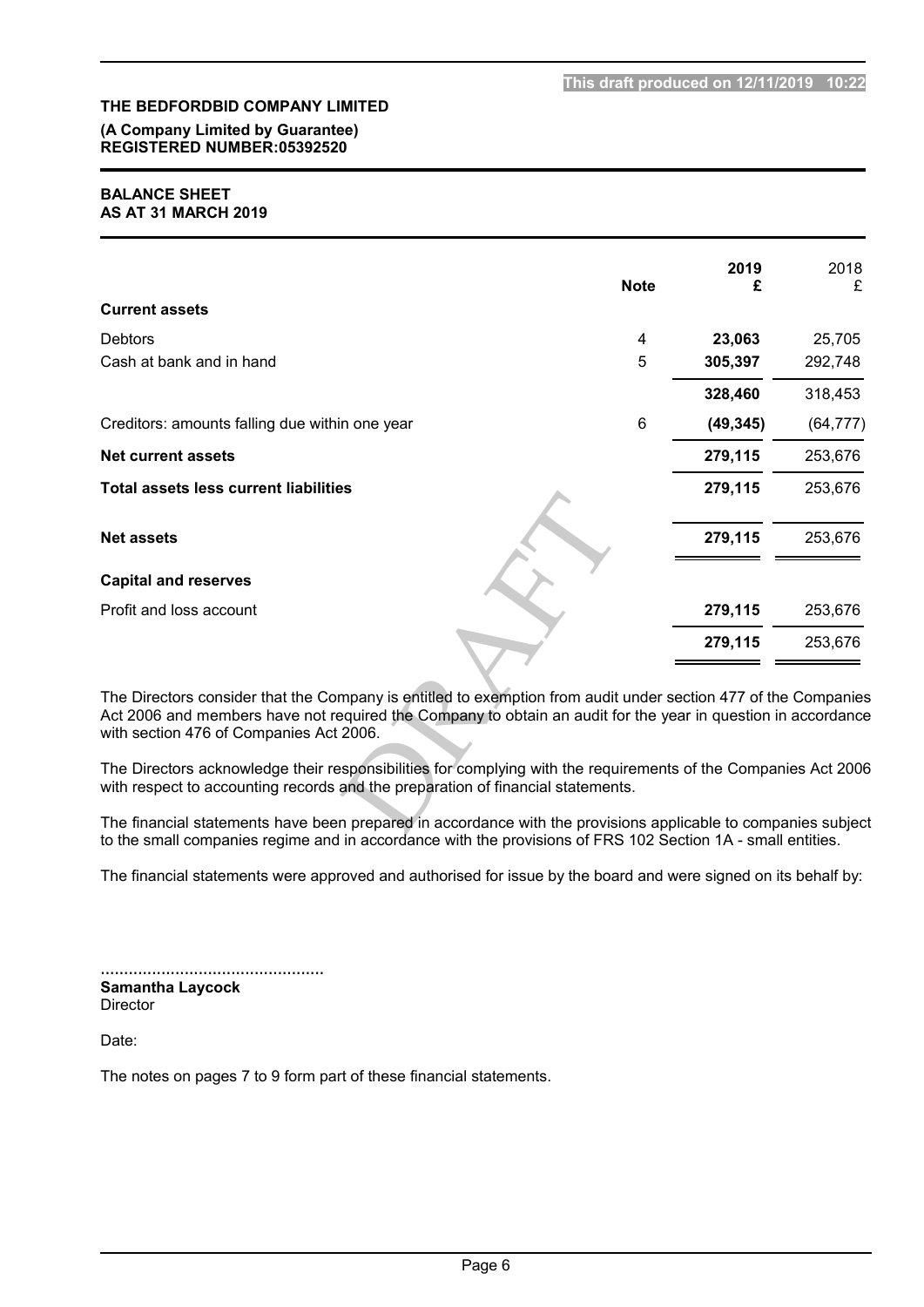This draft produced on 12/11/2019 10:22

**THE BEDFORDBID COMPANY LIMITED**
**(A Company Limited by Guarantee)**
**REGISTERED NUMBER:05392520**

# BALANCE SHEET
# AS AT 31 MARCH 2019

| | Note | 2019 £ | 2018 £ |
|---|---|---|---|
| **Current assets** | | | |
| Debtors | 4 | **23,063** | 25,705 |
| Cash at bank and in hand | 5 | **305,397** | 292,748 |
| | | **328,460** | 318,453 |
| Creditors: amounts falling due within one year | 6 | **(49,345)** | (64,777) |
| **Net current assets** | | **279,115** | 253,676 |
| **Total assets less current liabilities** | | **279,115** | 253,676 |
| **Net assets** | | **279,115** | 253,676 |
| **Capital and reserves** | | | |
| Profit and loss account | | **279,115** | 253,676 |
| | | **279,115** | 253,676 |

The Directors consider that the Company is entitled to exemption from audit under section 477 of the Companies Act 2006 and members have not required the Company to obtain an audit for the year in question in accordance with section 476 of Companies Act 2006.

The Directors acknowledge their responsibilities for complying with the requirements of the Companies Act 2006 with respect to accounting records and the preparation of financial statements.

The financial statements have been prepared in accordance with the provisions applicable to companies subject to the small companies regime and in accordance with the provisions of FRS 102 Section 1A - small entities.

The financial statements were approved and authorised for issue by the board and were signed on its behalf by:

................................................
**Samantha Laycock**
Director

Date:

The notes on pages 7 to 9 form part of these financial statements.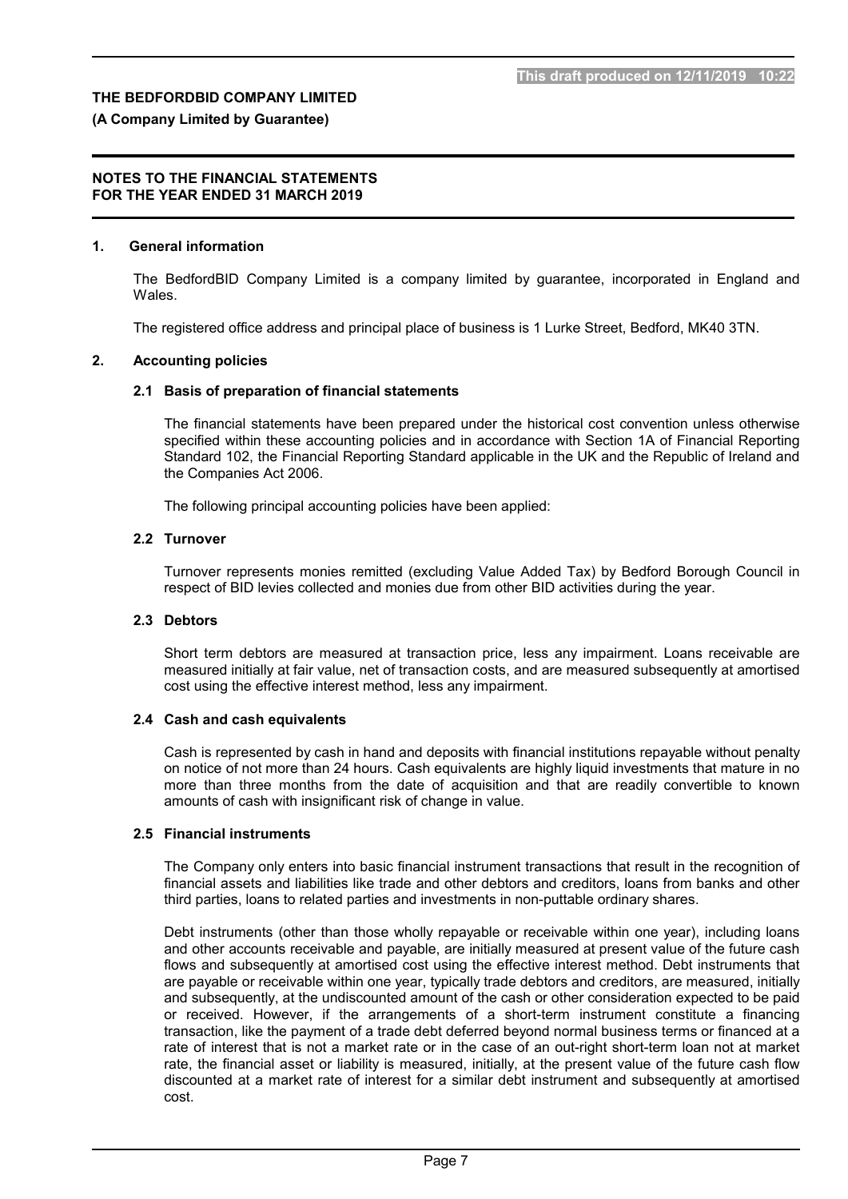**THE BEDFORDBID COMPANY LIMITED**

**(A Company Limited by Guarantee)**

**NOTES TO THE FINANCIAL STATEMENTS**
**FOR THE YEAR ENDED 31 MARCH 2019**

## 1. General information

The BedfordBID Company Limited is a company limited by guarantee, incorporated in England and Wales.

The registered office address and principal place of business is 1 Lurke Street, Bedford, MK40 3TN.

## 2. Accounting policies

### 2.1 Basis of preparation of financial statements

The financial statements have been prepared under the historical cost convention unless otherwise specified within these accounting policies and in accordance with Section 1A of Financial Reporting Standard 102, the Financial Reporting Standard applicable in the UK and the Republic of Ireland and the Companies Act 2006.

The following principal accounting policies have been applied:

### 2.2 Turnover

Turnover represents monies remitted (excluding Value Added Tax) by Bedford Borough Council in respect of BID levies collected and monies due from other BID activities during the year.

### 2.3 Debtors

Short term debtors are measured at transaction price, less any impairment. Loans receivable are measured initially at fair value, net of transaction costs, and are measured subsequently at amortised cost using the effective interest method, less any impairment.

### 2.4 Cash and cash equivalents

Cash is represented by cash in hand and deposits with financial institutions repayable without penalty on notice of not more than 24 hours. Cash equivalents are highly liquid investments that mature in no more than three months from the date of acquisition and that are readily convertible to known amounts of cash with insignificant risk of change in value.

### 2.5 Financial instruments

The Company only enters into basic financial instrument transactions that result in the recognition of financial assets and liabilities like trade and other debtors and creditors, loans from banks and other third parties, loans to related parties and investments in non-puttable ordinary shares.

Debt instruments (other than those wholly repayable or receivable within one year), including loans and other accounts receivable and payable, are initially measured at present value of the future cash flows and subsequently at amortised cost using the effective interest method. Debt instruments that are payable or receivable within one year, typically trade debtors and creditors, are measured, initially and subsequently, at the undiscounted amount of the cash or other consideration expected to be paid or received. However, if the arrangements of a short-term instrument constitute a financing transaction, like the payment of a trade debt deferred beyond normal business terms or financed at a rate of interest that is not a market rate or in the case of an out-right short-term loan not at market rate, the financial asset or liability is measured, initially, at the present value of the future cash flow discounted at a market rate of interest for a similar debt instrument and subsequently at amortised cost.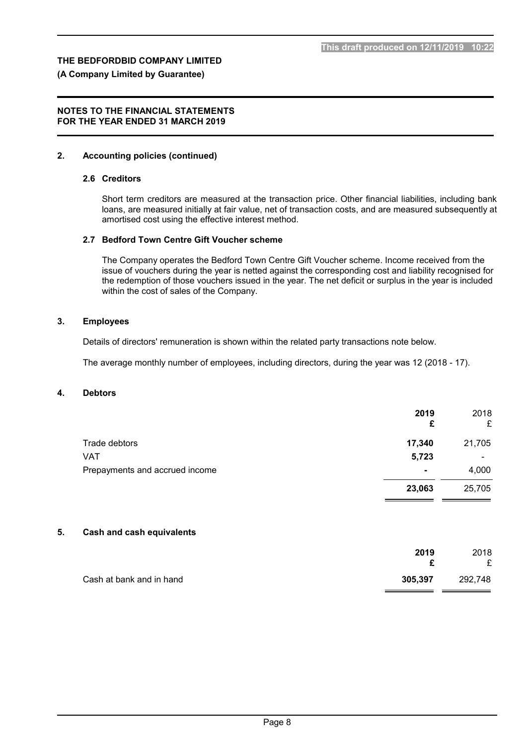## 2. Accounting policies (continued)

### 2.6 Creditors

Short term creditors are measured at the transaction price. Other financial liabilities, including bank loans, are measured initially at fair value, net of transaction costs, and are measured subsequently at amortised cost using the effective interest method.

### 2.7 Bedford Town Centre Gift Voucher scheme

The Company operates the Bedford Town Centre Gift Voucher scheme. Income received from the issue of vouchers during the year is netted against the corresponding cost and liability recognised for the redemption of those vouchers issued in the year. The net deficit or surplus in the year is included within the cost of sales of the Company.

## 3. Employees

Details of directors' remuneration is shown within the related party transactions note below.

The average monthly number of employees, including directors, during the year was 12 (2018 - 17).

## 4. Debtors

| | 2019 £ | 2018 £ |
|---|---|---|
| Trade debtors | **17,340** | 21,705 |
| VAT | **5,723** | - |
| Prepayments and accrued income | **-** | 4,000 |
| | **23,063** | 25,705 |

## 5. Cash and cash equivalents

| | 2019 £ | 2018 £ |
|---|---|---|
| Cash at bank and in hand | **305,397** | 292,748 |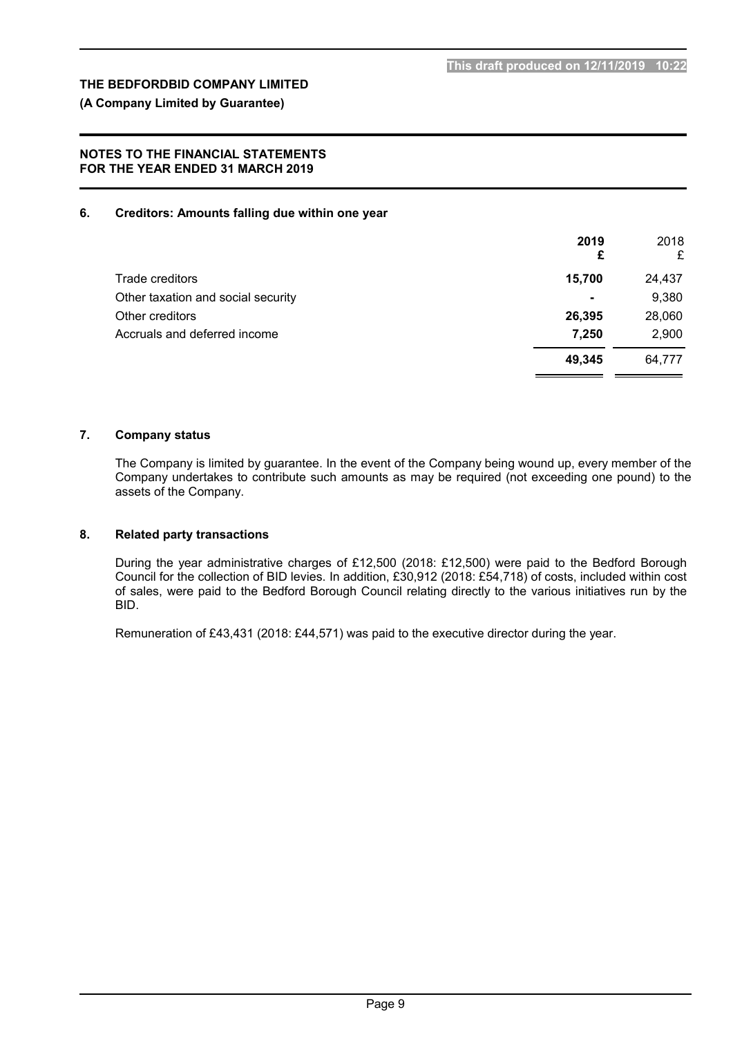**This draft produced on 12/11/2019 10:22**

**THE BEDFORDBID COMPANY LIMITED**

**(A Company Limited by Guarantee)**

**NOTES TO THE FINANCIAL STATEMENTS**
**FOR THE YEAR ENDED 31 MARCH 2019**

## 6. Creditors: Amounts falling due within one year

| | 2019 £ | 2018 £ |
|---|---|---|
| Trade creditors | **15,700** | 24,437 |
| Other taxation and social security | **-** | 9,380 |
| Other creditors | **26,395** | 28,060 |
| Accruals and deferred income | **7,250** | 2,900 |
| | **49,345** | 64,777 |

## 7. Company status

The Company is limited by guarantee. In the event of the Company being wound up, every member of the Company undertakes to contribute such amounts as may be required (not exceeding one pound) to the assets of the Company.

## 8. Related party transactions

During the year administrative charges of £12,500 (2018: £12,500) were paid to the Bedford Borough Council for the collection of BID levies. In addition, £30,912 (2018: £54,718) of costs, included within cost of sales, were paid to the Bedford Borough Council relating directly to the various initiatives run by the BID.

Remuneration of £43,431 (2018: £44,571) was paid to the executive director during the year.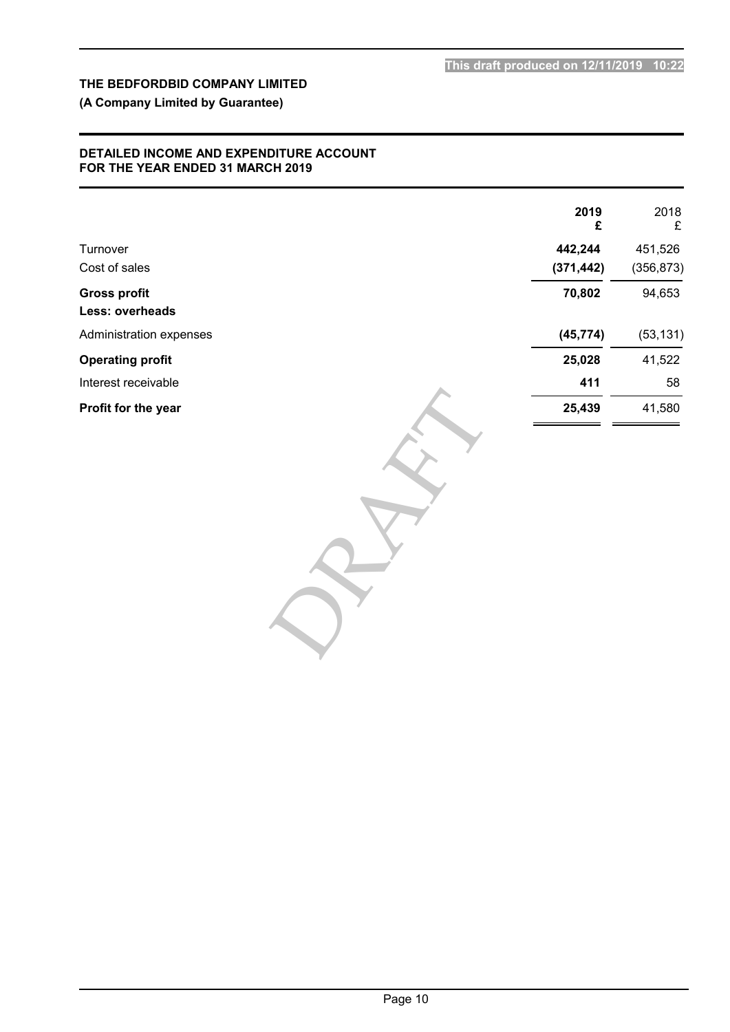This draft produced on 12/11/2019 10:22

**THE BEDFORDBID COMPANY LIMITED**

**(A Company Limited by Guarantee)**

**DETAILED INCOME AND EXPENDITURE ACCOUNT**
**FOR THE YEAR ENDED 31 MARCH 2019**

| | **2019** **£** | 2018 £ |
|---|---|---|
| Turnover | **442,244** | 451,526 |
| Cost of sales | **(371,442)** | (356,873) |
| **Gross profit** | **70,802** | 94,653 |
| **Less: overheads** | | |
| Administration expenses | **(45,774)** | (53,131) |
| **Operating profit** | **25,028** | 41,522 |
| Interest receivable | **411** | 58 |
| **Profit for the year** | **25,439** | 41,580 |

DRAFT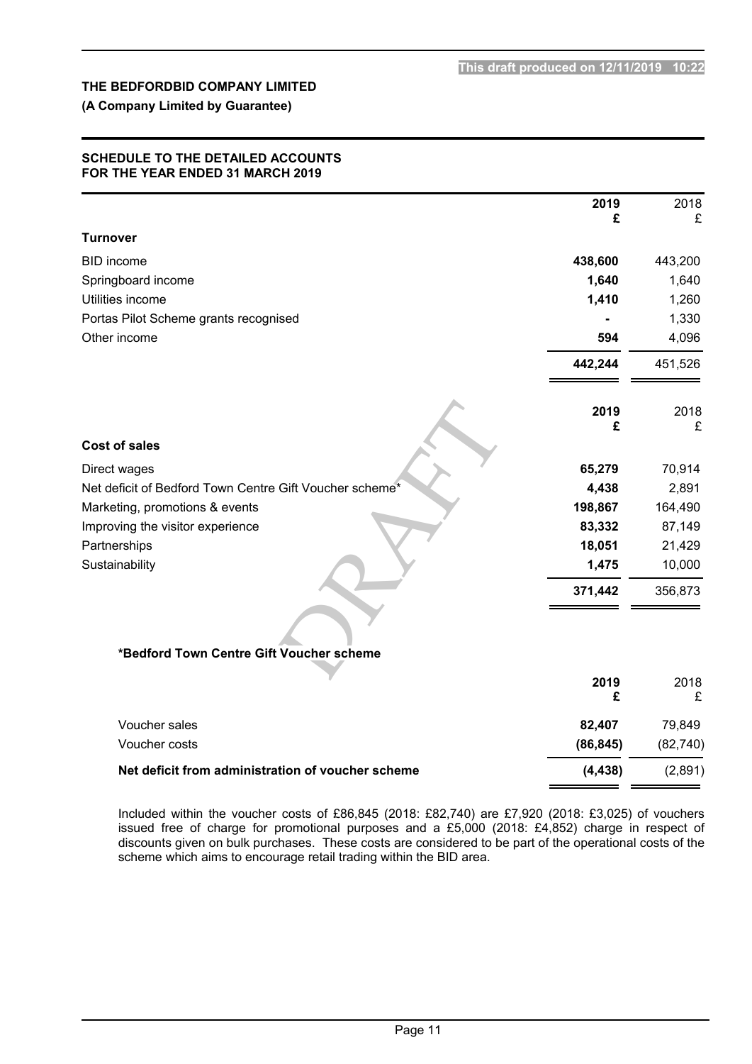This draft produced on 12/11/2019 10:22

**THE BEDFORDBID COMPANY LIMITED**

**(A Company Limited by Guarantee)**

**SCHEDULE TO THE DETAILED ACCOUNTS**
**FOR THE YEAR ENDED 31 MARCH 2019**

| | 2019 £ | 2018 £ |
|---|---|---|
| **Turnover** | | |
| BID income | **438,600** | 443,200 |
| Springboard income | **1,640** | 1,640 |
| Utilities income | **1,410** | 1,260 |
| Portas Pilot Scheme grants recognised | **-** | 1,330 |
| Other income | **594** | 4,096 |
| | **442,244** | 451,526 |

| | 2019 £ | 2018 £ |
|---|---|---|
| **Cost of sales** | | |
| Direct wages | **65,279** | 70,914 |
| Net deficit of Bedford Town Centre Gift Voucher scheme* | **4,438** | 2,891 |
| Marketing, promotions & events | **198,867** | 164,490 |
| Improving the visitor experience | **83,332** | 87,149 |
| Partnerships | **18,051** | 21,429 |
| Sustainability | **1,475** | 10,000 |
| | **371,442** | 356,873 |

**\*Bedford Town Centre Gift Voucher scheme**

| | 2019 £ | 2018 £ |
|---|---|---|
| Voucher sales | **82,407** | 79,849 |
| Voucher costs | **(86,845)** | (82,740) |
| **Net deficit from administration of voucher scheme** | **(4,438)** | (2,891) |

Included within the voucher costs of £86,845 (2018: £82,740) are £7,920 (2018: £3,025) of vouchers issued free of charge for promotional purposes and a £5,000 (2018: £4,852) charge in respect of discounts given on bulk purchases. These costs are considered to be part of the operational costs of the scheme which aims to encourage retail trading within the BID area.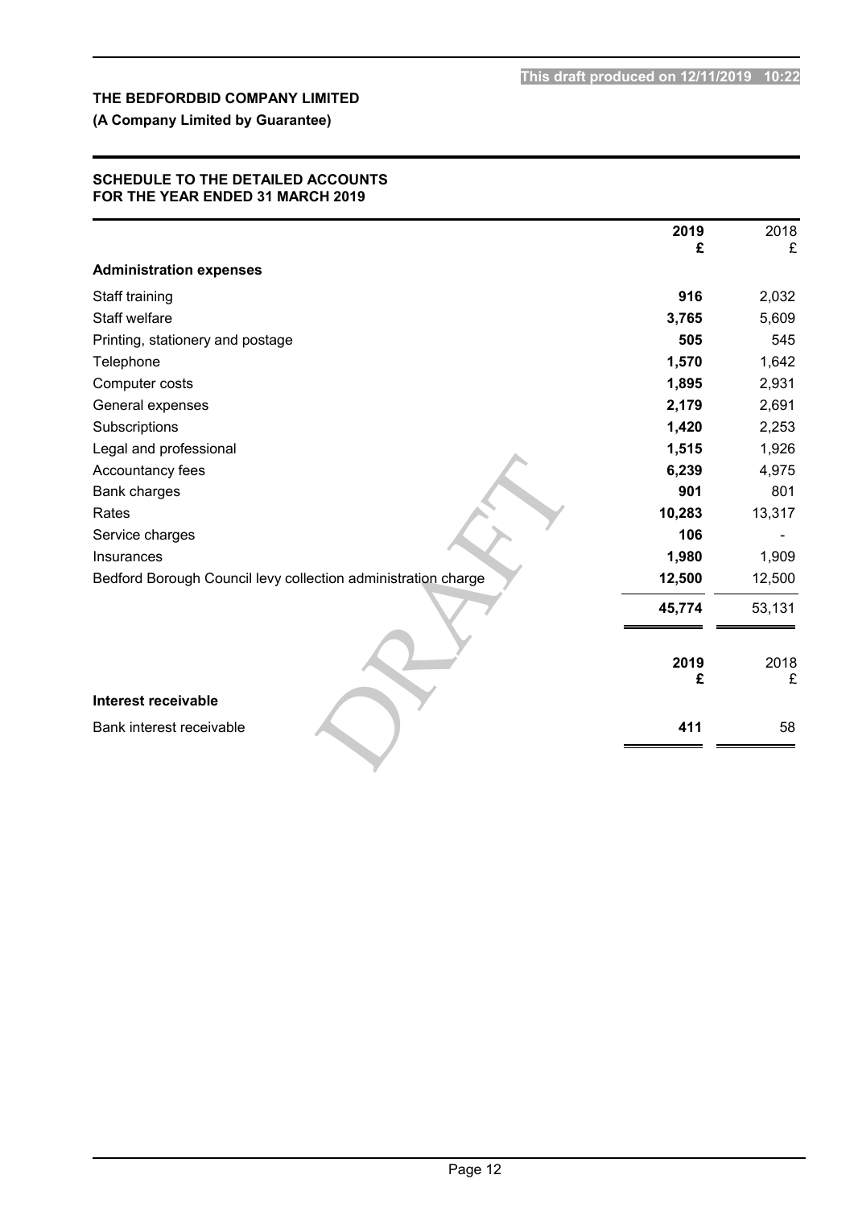**THE BEDFORDBID COMPANY LIMITED**

**(A Company Limited by Guarantee)**

## SCHEDULE TO THE DETAILED ACCOUNTS FOR THE YEAR ENDED 31 MARCH 2019

| | 2019 £ | 2018 £ |
|---|---|---|
| **Administration expenses** | | |
| Staff training | **916** | 2,032 |
| Staff welfare | **3,765** | 5,609 |
| Printing, stationery and postage | **505** | 545 |
| Telephone | **1,570** | 1,642 |
| Computer costs | **1,895** | 2,931 |
| General expenses | **2,179** | 2,691 |
| Subscriptions | **1,420** | 2,253 |
| Legal and professional | **1,515** | 1,926 |
| Accountancy fees | **6,239** | 4,975 |
| Bank charges | **901** | 801 |
| Rates | **10,283** | 13,317 |
| Service charges | **106** | - |
| Insurances | **1,980** | 1,909 |
| Bedford Borough Council levy collection administration charge | **12,500** | 12,500 |
| | **45,774** | 53,131 |

| | 2019 £ | 2018 £ |
|---|---|---|
| **Interest receivable** | | |
| Bank interest receivable | **411** | 58 |